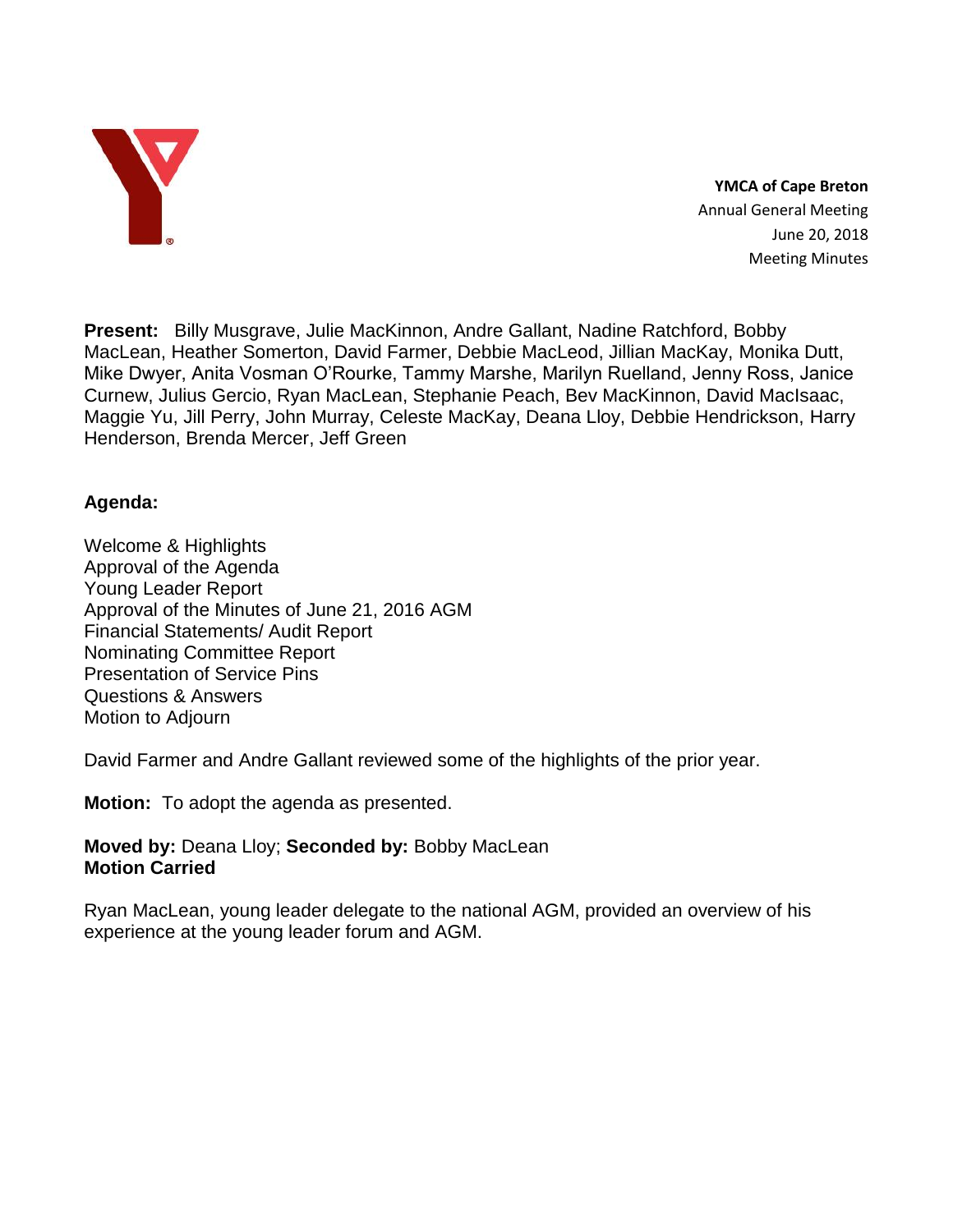**YMCA of Cape Breton**
Annual General Meeting
June 20, 2018
Meeting Minutes

**Present:** Billy Musgrave, Julie MacKinnon, Andre Gallant, Nadine Ratchford, Bobby MacLean, Heather Somerton, David Farmer, Debbie MacLeod, Jillian MacKay, Monika Dutt, Mike Dwyer, Anita Vosman O'Rourke, Tammy Marshe, Marilyn Ruelland, Jenny Ross, Janice Curnew, Julius Gercio, Ryan MacLean, Stephanie Peach, Bev MacKinnon, David MacIsaac, Maggie Yu, Jill Perry, John Murray, Celeste MacKay, Deana Lloy, Debbie Hendrickson, Harry Henderson, Brenda Mercer, Jeff Green

**Agenda:**

Welcome & Highlights
Approval of the Agenda
Young Leader Report
Approval of the Minutes of June 21, 2016 AGM
Financial Statements/ Audit Report
Nominating Committee Report
Presentation of Service Pins
Questions & Answers
Motion to Adjourn

David Farmer and Andre Gallant reviewed some of the highlights of the prior year.

**Motion:** To adopt the agenda as presented.

**Moved by:** Deana Lloy; **Seconded by:** Bobby MacLean
**Motion Carried**

Ryan MacLean, young leader delegate to the national AGM, provided an overview of his experience at the young leader forum and AGM.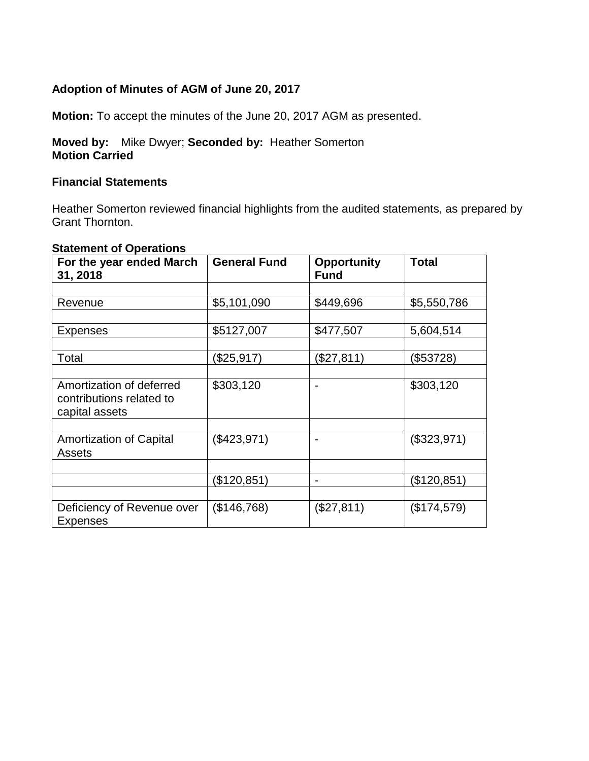**Adoption of Minutes of AGM of June 20, 2017**

**Motion:** To accept the minutes of the June 20, 2017 AGM as presented.

**Moved by:** Mike Dwyer; **Seconded by:** Heather Somerton
**Motion Carried**

**Financial Statements**

Heather Somerton reviewed financial highlights from the audited statements, as prepared by Grant Thornton.

**Statement of Operations**

| **For the year ended March 31, 2018** | **General Fund** | **Opportunity Fund** | **Total** |
|---|---|---|---|
| | | | |
| Revenue | $5,101,090 | $449,696 | $5,550,786 |
| | | | |
| Expenses | $5127,007 | $477,507 | 5,604,514 |
| | | | |
| Total | ($25,917) | ($27,811) | ($53728) |
| | | | |
| Amortization of deferred contributions related to capital assets | $303,120 | - | $303,120 |
| | | | |
| Amortization of Capital Assets | ($423,971) | - | ($323,971) |
| | | | |
| | ($120,851) | - | ($120,851) |
| | | | |
| Deficiency of Revenue over Expenses | ($146,768) | ($27,811) | ($174,579) |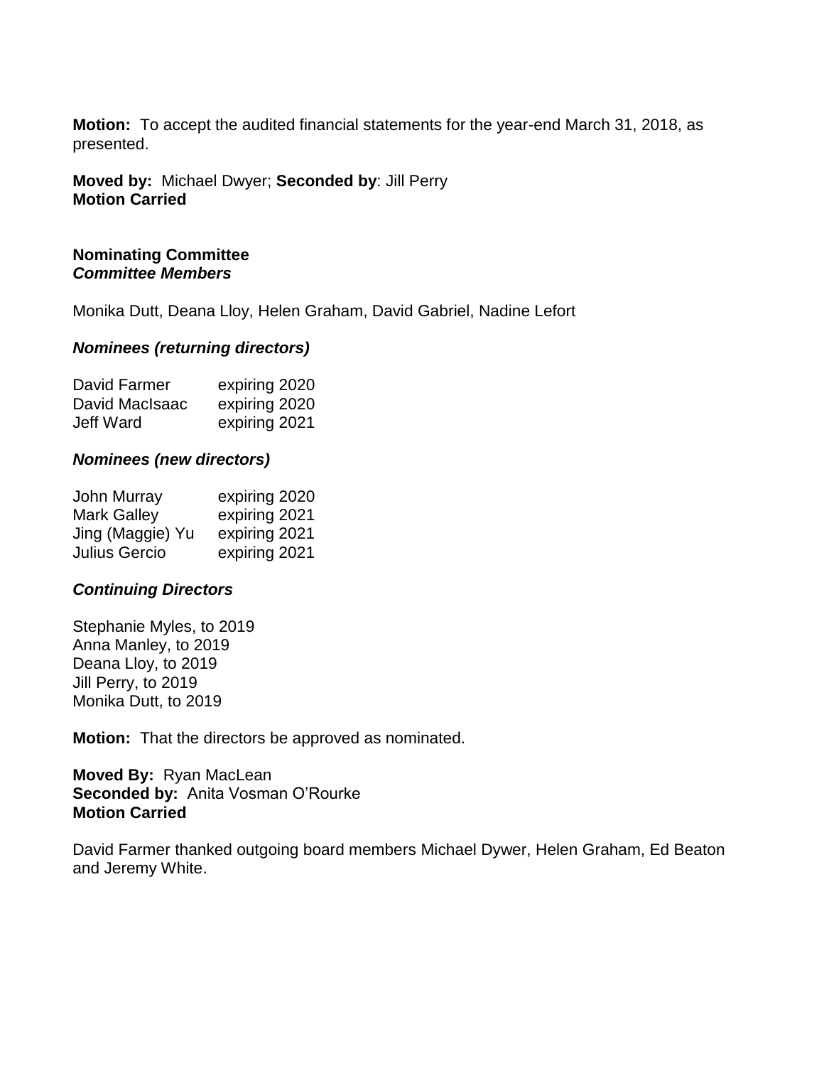**Motion:** To accept the audited financial statements for the year-end March 31, 2018, as presented.

**Moved by:** Michael Dwyer; **Seconded by**: Jill Perry
**Motion Carried**

**Nominating Committee**
***Committee Members***

Monika Dutt, Deana Lloy, Helen Graham, David Gabriel, Nadine Lefort

***Nominees (returning directors)***

| | |
|---|---|
| David Farmer | expiring 2020 |
| David MacIsaac | expiring 2020 |
| Jeff Ward | expiring 2021 |

***Nominees (new directors)***

| | |
|---|---|
| John Murray | expiring 2020 |
| Mark Galley | expiring 2021 |
| Jing (Maggie) Yu | expiring 2021 |
| Julius Gercio | expiring 2021 |

***Continuing Directors***

Stephanie Myles, to 2019
Anna Manley, to 2019
Deana Lloy, to 2019
Jill Perry, to 2019
Monika Dutt, to 2019

**Motion:** That the directors be approved as nominated.

**Moved By:** Ryan MacLean
**Seconded by:** Anita Vosman O'Rourke
**Motion Carried**

David Farmer thanked outgoing board members Michael Dywer, Helen Graham, Ed Beaton and Jeremy White.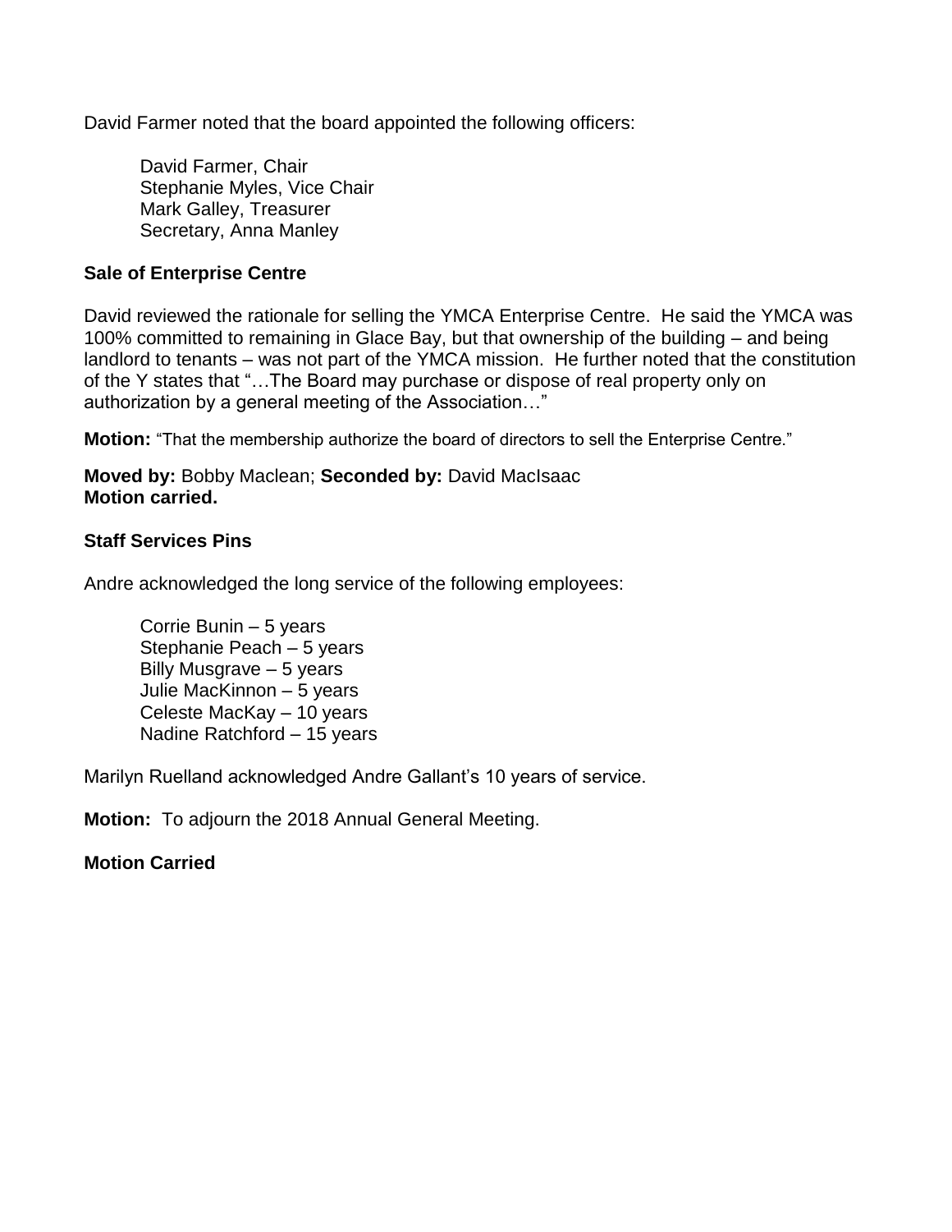David Farmer noted that the board appointed the following officers:

David Farmer, Chair
Stephanie Myles, Vice Chair
Mark Galley, Treasurer
Secretary, Anna Manley

**Sale of Enterprise Centre**

David reviewed the rationale for selling the YMCA Enterprise Centre. He said the YMCA was 100% committed to remaining in Glace Bay, but that ownership of the building – and being landlord to tenants – was not part of the YMCA mission. He further noted that the constitution of the Y states that "…The Board may purchase or dispose of real property only on authorization by a general meeting of the Association…"

**Motion:** "That the membership authorize the board of directors to sell the Enterprise Centre."

**Moved by:** Bobby Maclean; **Seconded by:** David MacIsaac
**Motion carried.**

**Staff Services Pins**

Andre acknowledged the long service of the following employees:

Corrie Bunin – 5 years
Stephanie Peach – 5 years
Billy Musgrave – 5 years
Julie MacKinnon – 5 years
Celeste MacKay – 10 years
Nadine Ratchford – 15 years

Marilyn Ruelland acknowledged Andre Gallant's 10 years of service.

**Motion:** To adjourn the 2018 Annual General Meeting.

**Motion Carried**